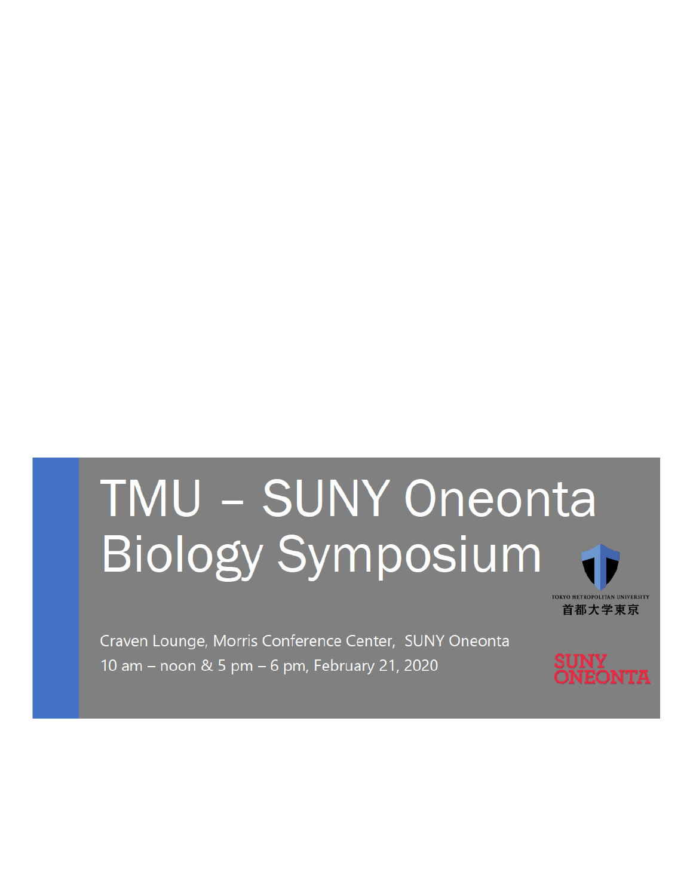# TMU – SUNY Oneonta Biology Symposium

TOKYO METROPOLITAN UNIVERSITY

首都大学東京

Craven Lounge, Morris Conference Center, SUNY Oneonta

10 am – noon & 5 pm – 6 pm, February 21, 2020

SUNY ONEONTA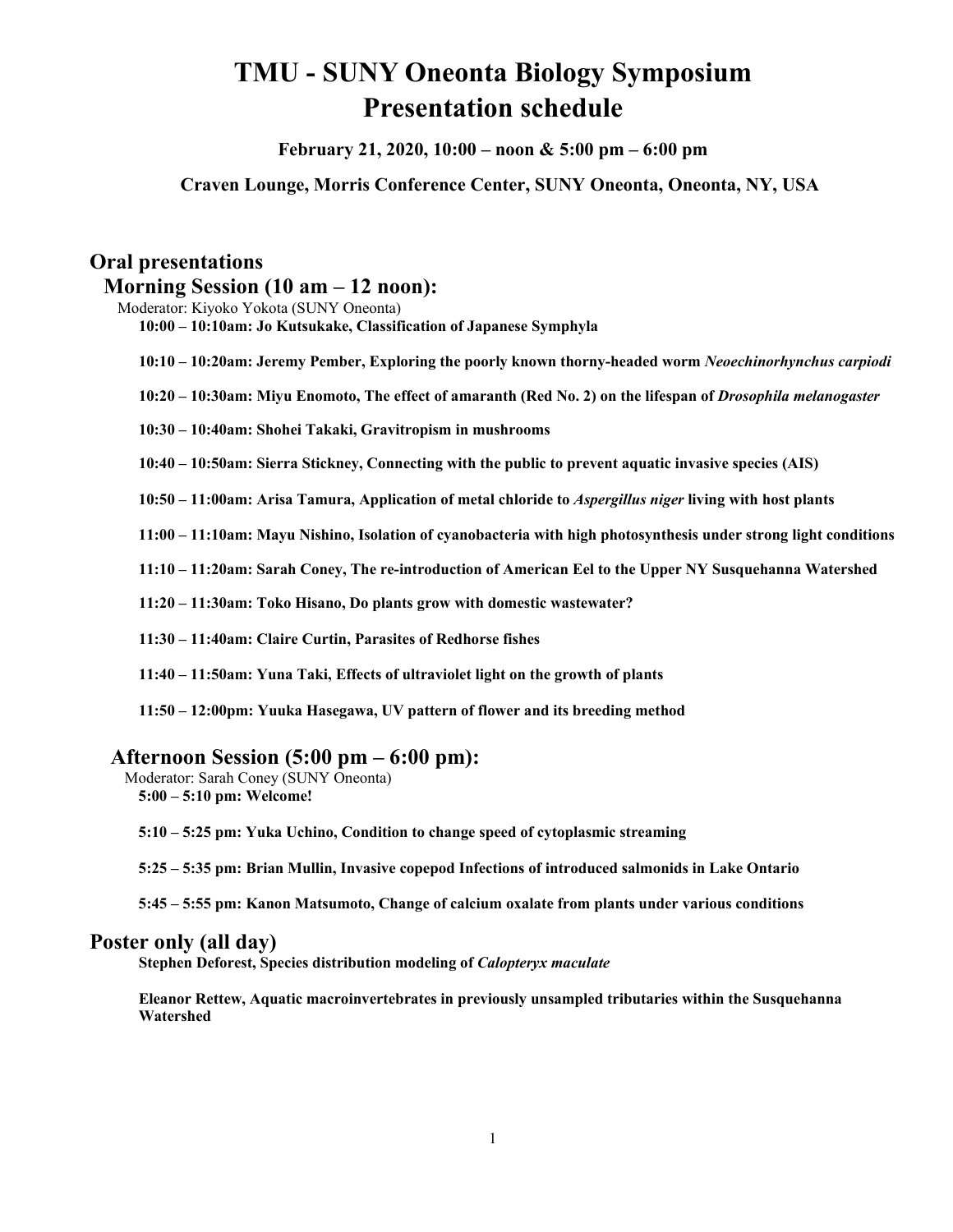# TMU - SUNY Oneonta Biology Symposium
# Presentation schedule

**February 21, 2020, 10:00 – noon & 5:00 pm – 6:00 pm**

**Craven Lounge, Morris Conference Center, SUNY Oneonta, Oneonta, NY, USA**

## Oral presentations

### Morning Session (10 am – 12 noon):

Moderator: Kiyoko Yokota (SUNY Oneonta)

**10:00 – 10:10am: Jo Kutsukake, Classification of Japanese Symphyla**

**10:10 – 10:20am: Jeremy Pember, Exploring the poorly known thorny-headed worm *Neoechinorhynchus carpiodi***

**10:20 – 10:30am: Miyu Enomoto, The effect of amaranth (Red No. 2) on the lifespan of *Drosophila melanogaster***

**10:30 – 10:40am: Shohei Takaki, Gravitropism in mushrooms**

**10:40 – 10:50am: Sierra Stickney, Connecting with the public to prevent aquatic invasive species (AIS)**

**10:50 – 11:00am: Arisa Tamura, Application of metal chloride to *Aspergillus niger* living with host plants**

**11:00 – 11:10am: Mayu Nishino, Isolation of cyanobacteria with high photosynthesis under strong light conditions**

**11:10 – 11:20am: Sarah Coney, The re-introduction of American Eel to the Upper NY Susquehanna Watershed**

**11:20 – 11:30am: Toko Hisano, Do plants grow with domestic wastewater?**

**11:30 – 11:40am: Claire Curtin, Parasites of Redhorse fishes**

**11:40 – 11:50am: Yuna Taki, Effects of ultraviolet light on the growth of plants**

**11:50 – 12:00pm: Yuuka Hasegawa, UV pattern of flower and its breeding method**

### Afternoon Session (5:00 pm – 6:00 pm):

Moderator: Sarah Coney (SUNY Oneonta)

**5:00 – 5:10 pm: Welcome!**

**5:10 – 5:25 pm: Yuka Uchino, Condition to change speed of cytoplasmic streaming**

**5:25 – 5:35 pm: Brian Mullin, Invasive copepod Infections of introduced salmonids in Lake Ontario**

**5:45 – 5:55 pm: Kanon Matsumoto, Change of calcium oxalate from plants under various conditions**

## Poster only (all day)

**Stephen Deforest, Species distribution modeling of *Calopteryx maculate***

**Eleanor Rettew, Aquatic macroinvertebrates in previously unsampled tributaries within the Susquehanna Watershed**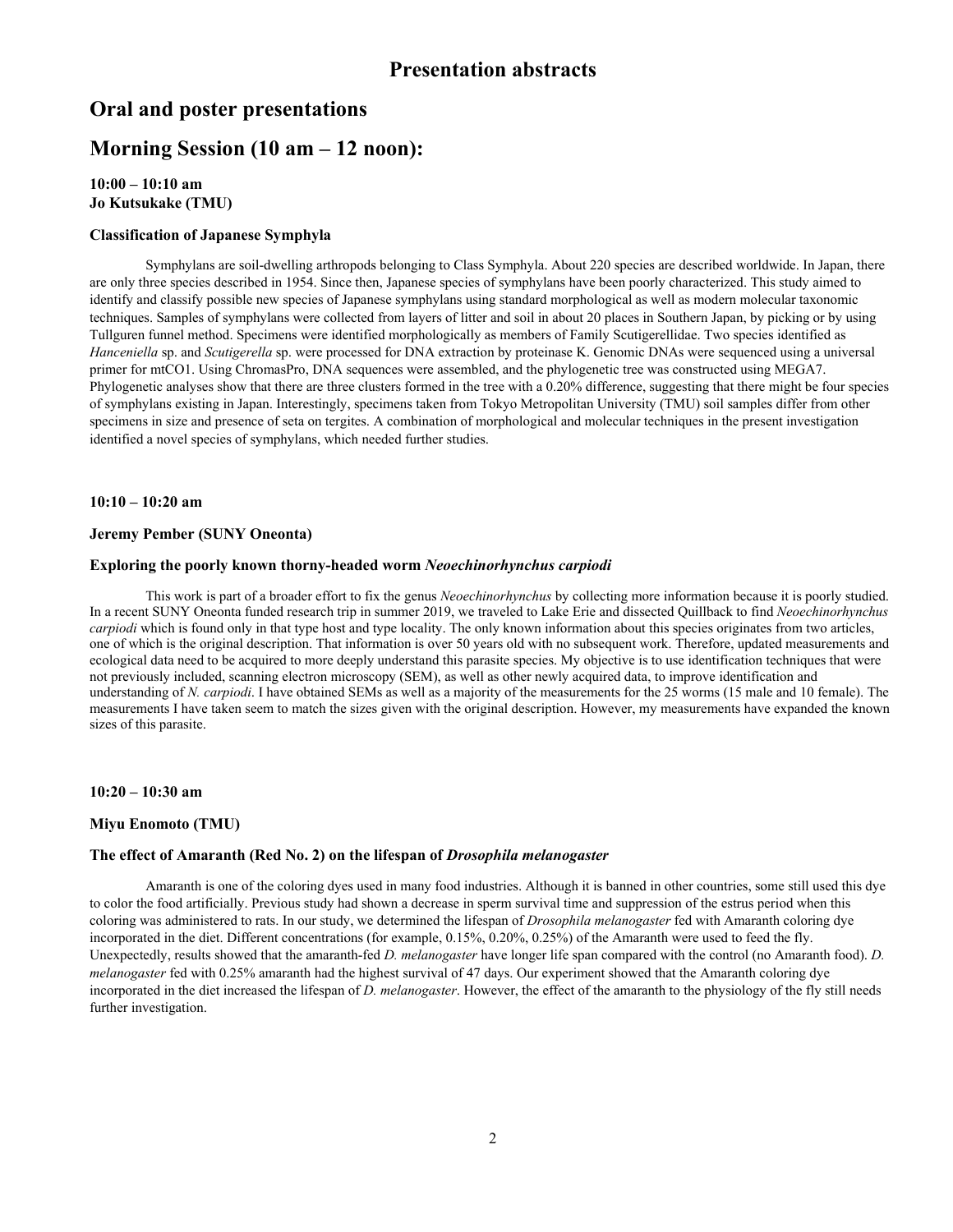# Presentation abstracts

## Oral and poster presentations

## Morning Session (10 am – 12 noon):

**10:00 – 10:10 am**
**Jo Kutsukake (TMU)**

### Classification of Japanese Symphyla

Symphylans are soil-dwelling arthropods belonging to Class Symphyla. About 220 species are described worldwide. In Japan, there are only three species described in 1954. Since then, Japanese species of symphylans have been poorly characterized. This study aimed to identify and classify possible new species of Japanese symphylans using standard morphological as well as modern molecular taxonomic techniques. Samples of symphylans were collected from layers of litter and soil in about 20 places in Southern Japan, by picking or by using Tullguren funnel method. Specimens were identified morphologically as members of Family Scutigerellidae. Two species identified as *Hanceniella* sp. and *Scutigerella* sp. were processed for DNA extraction by proteinase K. Genomic DNAs were sequenced using a universal primer for mtCO1. Using ChromasPro, DNA sequences were assembled, and the phylogenetic tree was constructed using MEGA7. Phylogenetic analyses show that there are three clusters formed in the tree with a 0.20% difference, suggesting that there might be four species of symphylans existing in Japan. Interestingly, specimens taken from Tokyo Metropolitan University (TMU) soil samples differ from other specimens in size and presence of seta on tergites. A combination of morphological and molecular techniques in the present investigation identified a novel species of symphylans, which needed further studies.

**10:10 – 10:20 am**

**Jeremy Pember (SUNY Oneonta)**

### Exploring the poorly known thorny-headed worm *Neoechinorhynchus carpiodi*

This work is part of a broader effort to fix the genus *Neoechinorhynchus* by collecting more information because it is poorly studied. In a recent SUNY Oneonta funded research trip in summer 2019, we traveled to Lake Erie and dissected Quillback to find *Neoechinorhynchus carpiodi* which is found only in that type host and type locality. The only known information about this species originates from two articles, one of which is the original description. That information is over 50 years old with no subsequent work. Therefore, updated measurements and ecological data need to be acquired to more deeply understand this parasite species. My objective is to use identification techniques that were not previously included, scanning electron microscopy (SEM), as well as other newly acquired data, to improve identification and understanding of *N. carpiodi*. I have obtained SEMs as well as a majority of the measurements for the 25 worms (15 male and 10 female). The measurements I have taken seem to match the sizes given with the original description. However, my measurements have expanded the known sizes of this parasite.

**10:20 – 10:30 am**

**Miyu Enomoto (TMU)**

### The effect of Amaranth (Red No. 2) on the lifespan of *Drosophila melanogaster*

Amaranth is one of the coloring dyes used in many food industries. Although it is banned in other countries, some still used this dye to color the food artificially. Previous study had shown a decrease in sperm survival time and suppression of the estrus period when this coloring was administered to rats. In our study, we determined the lifespan of *Drosophila melanogaster* fed with Amaranth coloring dye incorporated in the diet. Different concentrations (for example, 0.15%, 0.20%, 0.25%) of the Amaranth were used to feed the fly. Unexpectedly, results showed that the amaranth-fed *D. melanogaster* have longer life span compared with the control (no Amaranth food). *D. melanogaster* fed with 0.25% amaranth had the highest survival of 47 days. Our experiment showed that the Amaranth coloring dye incorporated in the diet increased the lifespan of *D. melanogaster*. However, the effect of the amaranth to the physiology of the fly still needs further investigation.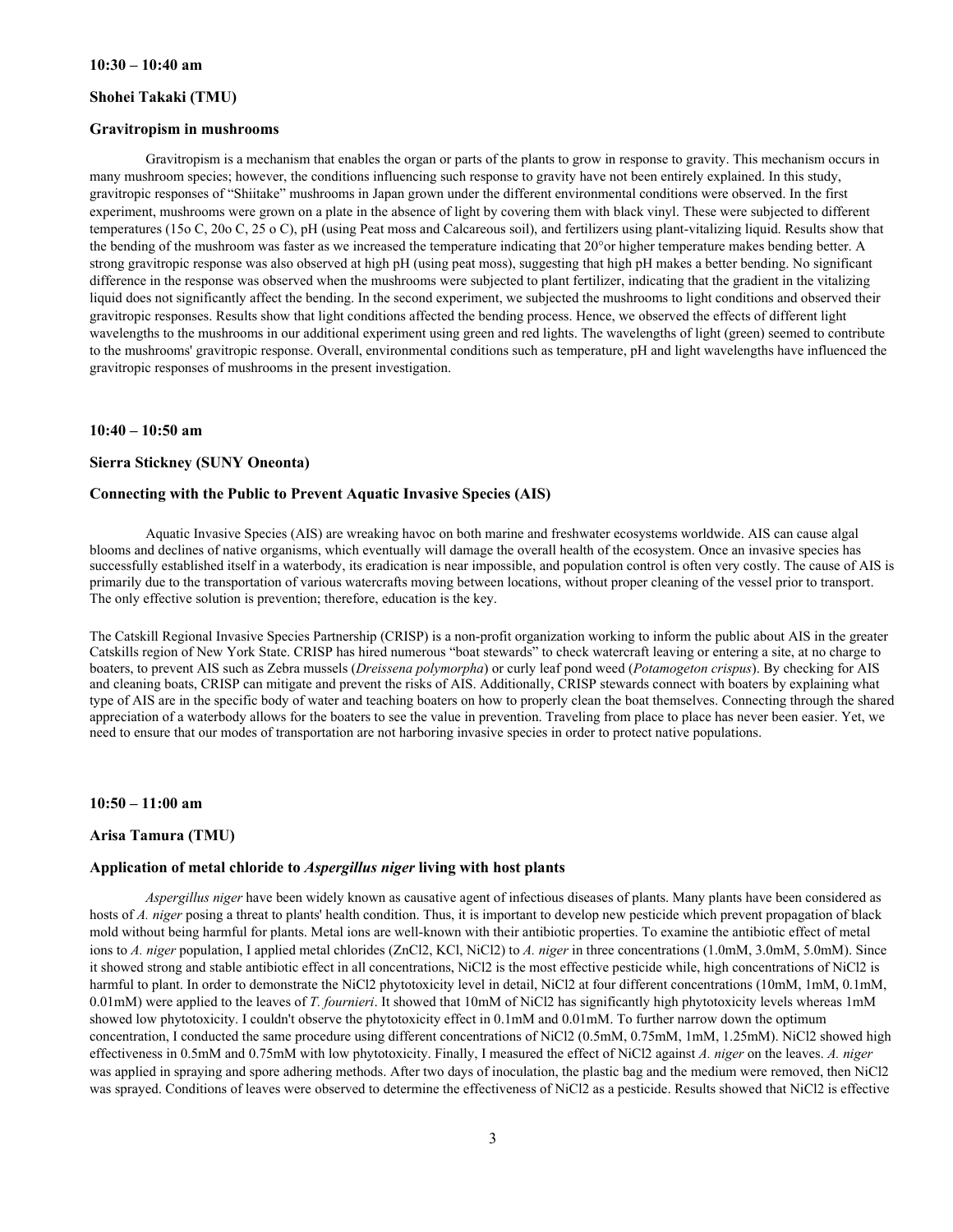**10:30 – 10:40 am**

**Shohei Takaki (TMU)**

**Gravitropism in mushrooms**

Gravitropism is a mechanism that enables the organ or parts of the plants to grow in response to gravity. This mechanism occurs in many mushroom species; however, the conditions influencing such response to gravity have not been entirely explained. In this study, gravitropic responses of "Shiitake" mushrooms in Japan grown under the different environmental conditions were observed. In the first experiment, mushrooms were grown on a plate in the absence of light by covering them with black vinyl. These were subjected to different temperatures (15o C, 20o C, 25 o C), pH (using Peat moss and Calcareous soil), and fertilizers using plant-vitalizing liquid. Results show that the bending of the mushroom was faster as we increased the temperature indicating that 20°or higher temperature makes bending better. A strong gravitropic response was also observed at high pH (using peat moss), suggesting that high pH makes a better bending. No significant difference in the response was observed when the mushrooms were subjected to plant fertilizer, indicating that the gradient in the vitalizing liquid does not significantly affect the bending. In the second experiment, we subjected the mushrooms to light conditions and observed their gravitropic responses. Results show that light conditions affected the bending process. Hence, we observed the effects of different light wavelengths to the mushrooms in our additional experiment using green and red lights. The wavelengths of light (green) seemed to contribute to the mushrooms' gravitropic response. Overall, environmental conditions such as temperature, pH and light wavelengths have influenced the gravitropic responses of mushrooms in the present investigation.

**10:40 – 10:50 am**

**Sierra Stickney (SUNY Oneonta)**

**Connecting with the Public to Prevent Aquatic Invasive Species (AIS)**

Aquatic Invasive Species (AIS) are wreaking havoc on both marine and freshwater ecosystems worldwide. AIS can cause algal blooms and declines of native organisms, which eventually will damage the overall health of the ecosystem. Once an invasive species has successfully established itself in a waterbody, its eradication is near impossible, and population control is often very costly. The cause of AIS is primarily due to the transportation of various watercrafts moving between locations, without proper cleaning of the vessel prior to transport. The only effective solution is prevention; therefore, education is the key.

The Catskill Regional Invasive Species Partnership (CRISP) is a non-profit organization working to inform the public about AIS in the greater Catskills region of New York State. CRISP has hired numerous "boat stewards" to check watercraft leaving or entering a site, at no charge to boaters, to prevent AIS such as Zebra mussels (*Dreissena polymorpha*) or curly leaf pond weed (*Potamogeton crispus*). By checking for AIS and cleaning boats, CRISP can mitigate and prevent the risks of AIS. Additionally, CRISP stewards connect with boaters by explaining what type of AIS are in the specific body of water and teaching boaters on how to properly clean the boat themselves. Connecting through the shared appreciation of a waterbody allows for the boaters to see the value in prevention. Traveling from place to place has never been easier. Yet, we need to ensure that our modes of transportation are not harboring invasive species in order to protect native populations.

**10:50 – 11:00 am**

**Arisa Tamura (TMU)**

**Application of metal chloride to *Aspergillus niger* living with host plants**

*Aspergillus niger* have been widely known as causative agent of infectious diseases of plants. Many plants have been considered as hosts of *A. niger* posing a threat to plants' health condition. Thus, it is important to develop new pesticide which prevent propagation of black mold without being harmful for plants. Metal ions are well-known with their antibiotic properties. To examine the antibiotic effect of metal ions to *A. niger* population, I applied metal chlorides ($ZnCl_2$, KCl, $NiCl_2$) to *A. niger* in three concentrations (1.0mM, 3.0mM, 5.0mM). Since it showed strong and stable antibiotic effect in all concentrations, $NiCl_2$ is the most effective pesticide while, high concentrations of $NiCl_2$ is harmful to plant. In order to demonstrate the $NiCl_2$ phytotoxicity level in detail, $NiCl_2$ at four different concentrations (10mM, 1mM, 0.1mM, 0.01mM) were applied to the leaves of *T. fournieri*. It showed that 10mM of $NiCl_2$ has significantly high phytotoxicity levels whereas 1mM showed low phytotoxicity. I couldn't observe the phytotoxicity effect in 0.1mM and 0.01mM. To further narrow down the optimum concentration, I conducted the same procedure using different concentrations of $NiCl_2$ (0.5mM, 0.75mM, 1mM, 1.25mM). $NiCl_2$ showed high effectiveness in 0.5mM and 0.75mM with low phytotoxicity. Finally, I measured the effect of $NiCl_2$ against *A. niger* on the leaves. *A. niger* was applied in spraying and spore adhering methods. After two days of inoculation, the plastic bag and the medium were removed, then $NiCl_2$ was sprayed. Conditions of leaves were observed to determine the effectiveness of $NiCl_2$ as a pesticide. Results showed that $NiCl_2$ is effective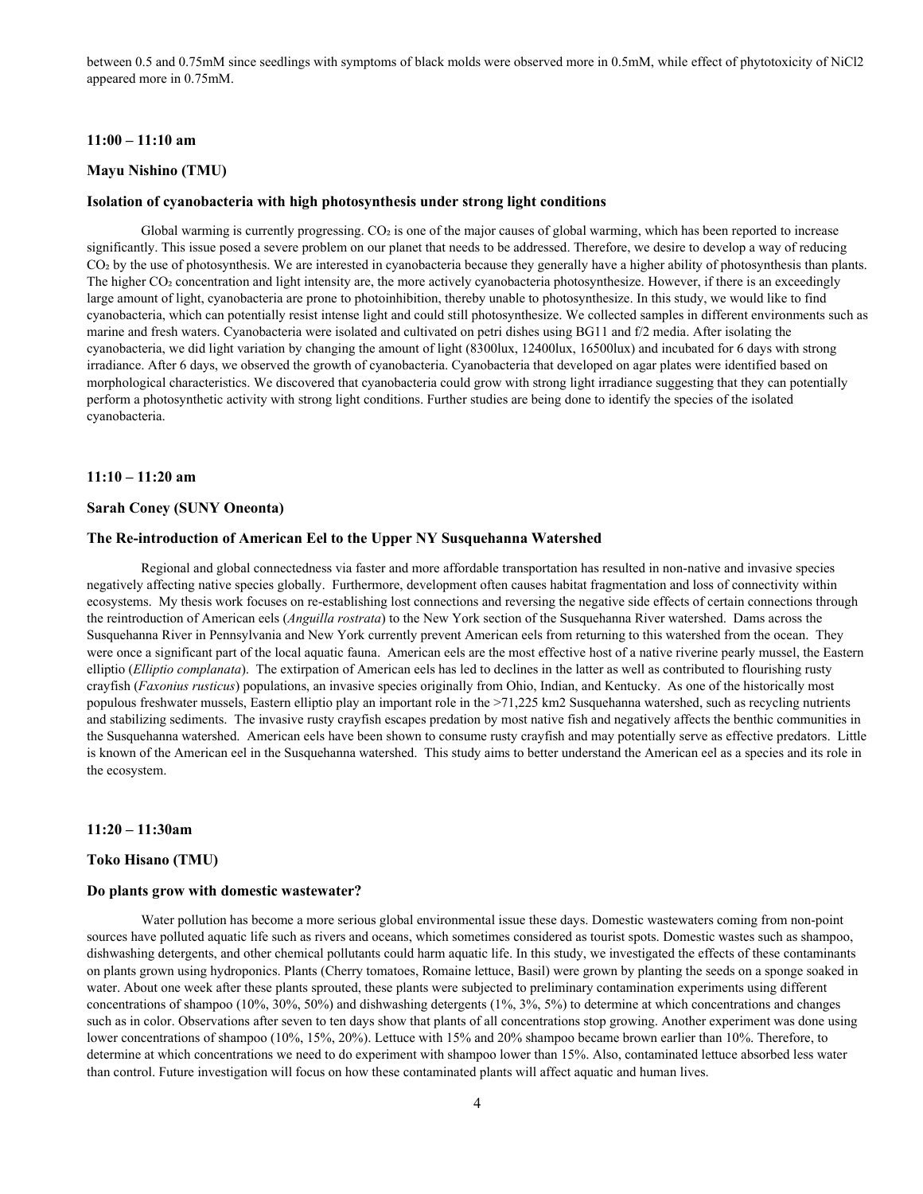between 0.5 and 0.75mM since seedlings with symptoms of black molds were observed more in 0.5mM, while effect of phytotoxicity of $NiCl_2$ appeared more in 0.75mM.

**11:00 – 11:10 am**

**Mayu Nishino (TMU)**

**Isolation of cyanobacteria with high photosynthesis under strong light conditions**

Global warming is currently progressing. $CO_2$ is one of the major causes of global warming, which has been reported to increase significantly. This issue posed a severe problem on our planet that needs to be addressed. Therefore, we desire to develop a way of reducing $CO_2$ by the use of photosynthesis. We are interested in cyanobacteria because they generally have a higher ability of photosynthesis than plants. The higher $CO_2$ concentration and light intensity are, the more actively cyanobacteria photosynthesize. However, if there is an exceedingly large amount of light, cyanobacteria are prone to photoinhibition, thereby unable to photosynthesize. In this study, we would like to find cyanobacteria, which can potentially resist intense light and could still photosynthesize. We collected samples in different environments such as marine and fresh waters. Cyanobacteria were isolated and cultivated on petri dishes using BG11 and f/2 media. After isolating the cyanobacteria, we did light variation by changing the amount of light (8300lux, 12400lux, 16500lux) and incubated for 6 days with strong irradiance. After 6 days, we observed the growth of cyanobacteria. Cyanobacteria that developed on agar plates were identified based on morphological characteristics. We discovered that cyanobacteria could grow with strong light irradiance suggesting that they can potentially perform a photosynthetic activity with strong light conditions. Further studies are being done to identify the species of the isolated cyanobacteria.

**11:10 – 11:20 am**

**Sarah Coney (SUNY Oneonta)**

**The Re-introduction of American Eel to the Upper NY Susquehanna Watershed**

Regional and global connectedness via faster and more affordable transportation has resulted in non-native and invasive species negatively affecting native species globally. Furthermore, development often causes habitat fragmentation and loss of connectivity within ecosystems. My thesis work focuses on re-establishing lost connections and reversing the negative side effects of certain connections through the reintroduction of American eels (*Anguilla rostrata*) to the New York section of the Susquehanna River watershed. Dams across the Susquehanna River in Pennsylvania and New York currently prevent American eels from returning to this watershed from the ocean. They were once a significant part of the local aquatic fauna. American eels are the most effective host of a native riverine pearly mussel, the Eastern elliptio (*Elliptio complanata*). The extirpation of American eels has led to declines in the latter as well as contributed to flourishing rusty crayfish (*Faxonius rusticus*) populations, an invasive species originally from Ohio, Indian, and Kentucky. As one of the historically most populous freshwater mussels, Eastern elliptio play an important role in the >71,225 km2 Susquehanna watershed, such as recycling nutrients and stabilizing sediments. The invasive rusty crayfish escapes predation by most native fish and negatively affects the benthic communities in the Susquehanna watershed. American eels have been shown to consume rusty crayfish and may potentially serve as effective predators. Little is known of the American eel in the Susquehanna watershed. This study aims to better understand the American eel as a species and its role in the ecosystem.

**11:20 – 11:30am**

**Toko Hisano (TMU)**

**Do plants grow with domestic wastewater?**

Water pollution has become a more serious global environmental issue these days. Domestic wastewaters coming from non-point sources have polluted aquatic life such as rivers and oceans, which sometimes considered as tourist spots. Domestic wastes such as shampoo, dishwashing detergents, and other chemical pollutants could harm aquatic life. In this study, we investigated the effects of these contaminants on plants grown using hydroponics. Plants (Cherry tomatoes, Romaine lettuce, Basil) were grown by planting the seeds on a sponge soaked in water. About one week after these plants sprouted, these plants were subjected to preliminary contamination experiments using different concentrations of shampoo (10%, 30%, 50%) and dishwashing detergents (1%, 3%, 5%) to determine at which concentrations and changes such as in color. Observations after seven to ten days show that plants of all concentrations stop growing. Another experiment was done using lower concentrations of shampoo (10%, 15%, 20%). Lettuce with 15% and 20% shampoo became brown earlier than 10%. Therefore, to determine at which concentrations we need to do experiment with shampoo lower than 15%. Also, contaminated lettuce absorbed less water than control. Future investigation will focus on how these contaminated plants will affect aquatic and human lives.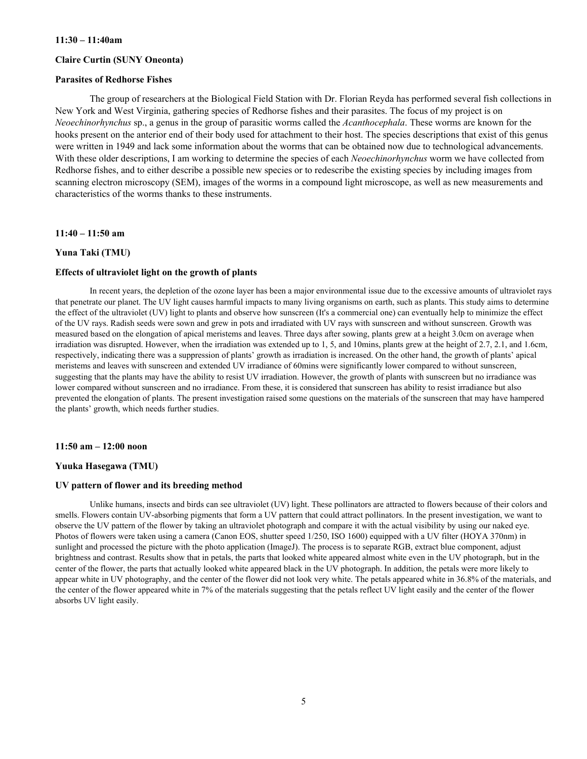**11:30 – 11:40am**

**Claire Curtin (SUNY Oneonta)**

**Parasites of Redhorse Fishes**

The group of researchers at the Biological Field Station with Dr. Florian Reyda has performed several fish collections in New York and West Virginia, gathering species of Redhorse fishes and their parasites. The focus of my project is on *Neoechinorhynchus* sp., a genus in the group of parasitic worms called the *Acanthocephala*. These worms are known for the hooks present on the anterior end of their body used for attachment to their host. The species descriptions that exist of this genus were written in 1949 and lack some information about the worms that can be obtained now due to technological advancements. With these older descriptions, I am working to determine the species of each *Neoechinorhynchus* worm we have collected from Redhorse fishes, and to either describe a possible new species or to redescribe the existing species by including images from scanning electron microscopy (SEM), images of the worms in a compound light microscope, as well as new measurements and characteristics of the worms thanks to these instruments.

**11:40 – 11:50 am**

**Yuna Taki (TMU)**

**Effects of ultraviolet light on the growth of plants**

In recent years, the depletion of the ozone layer has been a major environmental issue due to the excessive amounts of ultraviolet rays that penetrate our planet. The UV light causes harmful impacts to many living organisms on earth, such as plants. This study aims to determine the effect of the ultraviolet (UV) light to plants and observe how sunscreen (It's a commercial one) can eventually help to minimize the effect of the UV rays. Radish seeds were sown and grew in pots and irradiated with UV rays with sunscreen and without sunscreen. Growth was measured based on the elongation of apical meristems and leaves. Three days after sowing, plants grew at a height 3.0cm on average when irradiation was disrupted. However, when the irradiation was extended up to 1, 5, and 10mins, plants grew at the height of 2.7, 2.1, and 1.6cm, respectively, indicating there was a suppression of plants' growth as irradiation is increased. On the other hand, the growth of plants' apical meristems and leaves with sunscreen and extended UV irradiance of 60mins were significantly lower compared to without sunscreen, suggesting that the plants may have the ability to resist UV irradiation. However, the growth of plants with sunscreen but no irradiance was lower compared without sunscreen and no irradiance. From these, it is considered that sunscreen has ability to resist irradiance but also prevented the elongation of plants. The present investigation raised some questions on the materials of the sunscreen that may have hampered the plants' growth, which needs further studies.

**11:50 am – 12:00 noon**

**Yuuka Hasegawa (TMU)**

**UV pattern of flower and its breeding method**

Unlike humans, insects and birds can see ultraviolet (UV) light. These pollinators are attracted to flowers because of their colors and smells. Flowers contain UV-absorbing pigments that form a UV pattern that could attract pollinators. In the present investigation, we want to observe the UV pattern of the flower by taking an ultraviolet photograph and compare it with the actual visibility by using our naked eye. Photos of flowers were taken using a camera (Canon EOS, shutter speed 1/250, ISO 1600) equipped with a UV filter (HOYA 370nm) in sunlight and processed the picture with the photo application (ImageJ). The process is to separate RGB, extract blue component, adjust brightness and contrast. Results show that in petals, the parts that looked white appeared almost white even in the UV photograph, but in the center of the flower, the parts that actually looked white appeared black in the UV photograph. In addition, the petals were more likely to appear white in UV photography, and the center of the flower did not look very white. The petals appeared white in 36.8% of the materials, and the center of the flower appeared white in 7% of the materials suggesting that the petals reflect UV light easily and the center of the flower absorbs UV light easily.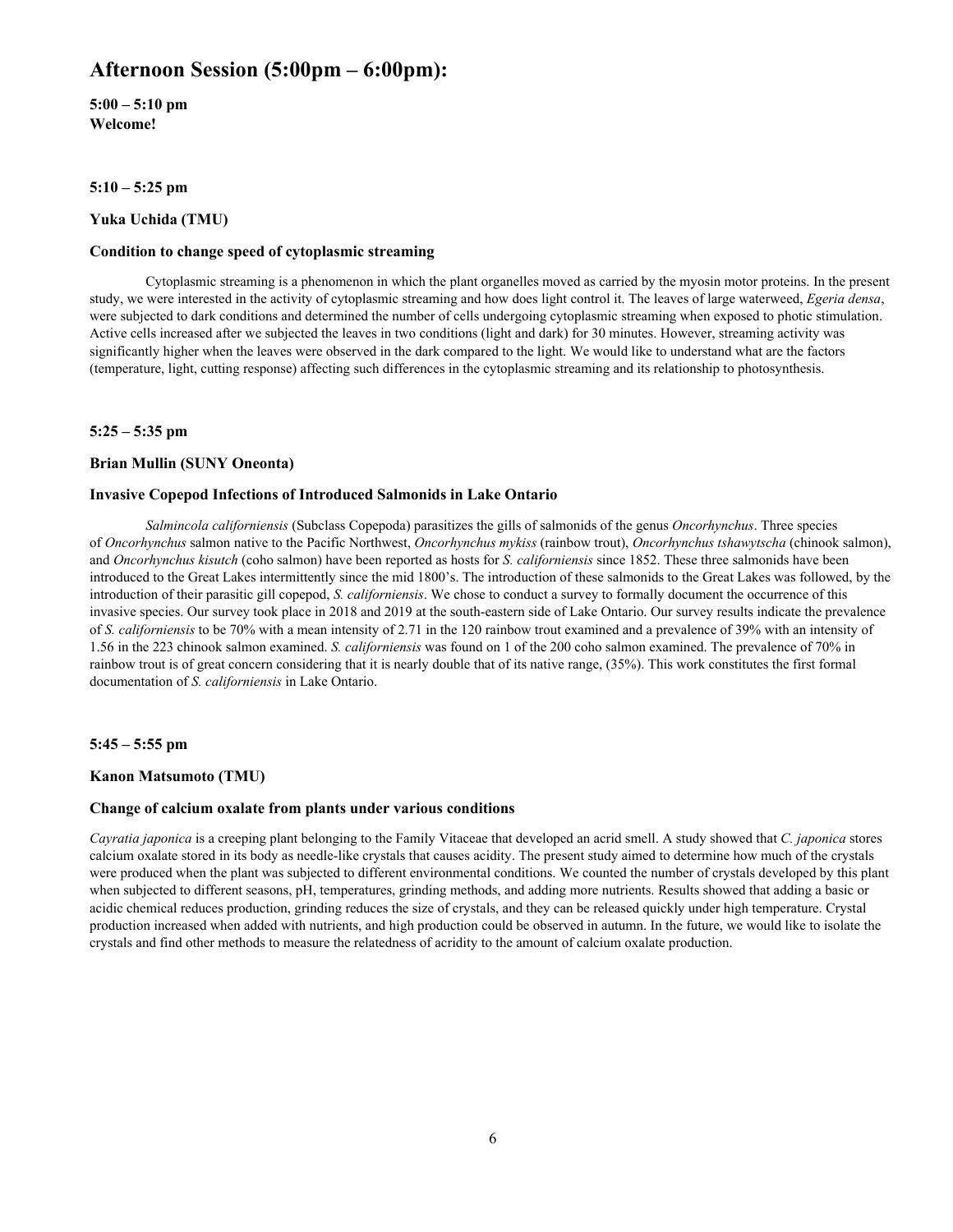# Afternoon Session (5:00pm – 6:00pm):

**5:00 – 5:10 pm**
**Welcome!**

**5:10 – 5:25 pm**

**Yuka Uchida (TMU)**

**Condition to change speed of cytoplasmic streaming**

Cytoplasmic streaming is a phenomenon in which the plant organelles moved as carried by the myosin motor proteins. In the present study, we were interested in the activity of cytoplasmic streaming and how does light control it. The leaves of large waterweed, *Egeria densa*, were subjected to dark conditions and determined the number of cells undergoing cytoplasmic streaming when exposed to photic stimulation. Active cells increased after we subjected the leaves in two conditions (light and dark) for 30 minutes. However, streaming activity was significantly higher when the leaves were observed in the dark compared to the light. We would like to understand what are the factors (temperature, light, cutting response) affecting such differences in the cytoplasmic streaming and its relationship to photosynthesis.

**5:25 – 5:35 pm**

**Brian Mullin (SUNY Oneonta)**

**Invasive Copepod Infections of Introduced Salmonids in Lake Ontario**

*Salmincola californiensis* (Subclass Copepoda) parasitizes the gills of salmonids of the genus *Oncorhynchus*. Three species of *Oncorhynchus* salmon native to the Pacific Northwest, *Oncorhynchus mykiss* (rainbow trout), *Oncorhynchus tshawytscha* (chinook salmon), and *Oncorhynchus kisutch* (coho salmon) have been reported as hosts for *S. californiensis* since 1852. These three salmonids have been introduced to the Great Lakes intermittently since the mid 1800's. The introduction of these salmonids to the Great Lakes was followed, by the introduction of their parasitic gill copepod, *S. californiensis*. We chose to conduct a survey to formally document the occurrence of this invasive species. Our survey took place in 2018 and 2019 at the south-eastern side of Lake Ontario. Our survey results indicate the prevalence of *S. californiensis* to be 70% with a mean intensity of 2.71 in the 120 rainbow trout examined and a prevalence of 39% with an intensity of 1.56 in the 223 chinook salmon examined. *S. californiensis* was found on 1 of the 200 coho salmon examined. The prevalence of 70% in rainbow trout is of great concern considering that it is nearly double that of its native range, (35%). This work constitutes the first formal documentation of *S. californiensis* in Lake Ontario.

**5:45 – 5:55 pm**

**Kanon Matsumoto (TMU)**

**Change of calcium oxalate from plants under various conditions**

*Cayratia japonica* is a creeping plant belonging to the Family Vitaceae that developed an acrid smell. A study showed that *C. japonica* stores calcium oxalate stored in its body as needle-like crystals that causes acidity. The present study aimed to determine how much of the crystals were produced when the plant was subjected to different environmental conditions. We counted the number of crystals developed by this plant when subjected to different seasons, pH, temperatures, grinding methods, and adding more nutrients. Results showed that adding a basic or acidic chemical reduces production, grinding reduces the size of crystals, and they can be released quickly under high temperature. Crystal production increased when added with nutrients, and high production could be observed in autumn. In the future, we would like to isolate the crystals and find other methods to measure the relatedness of acridity to the amount of calcium oxalate production.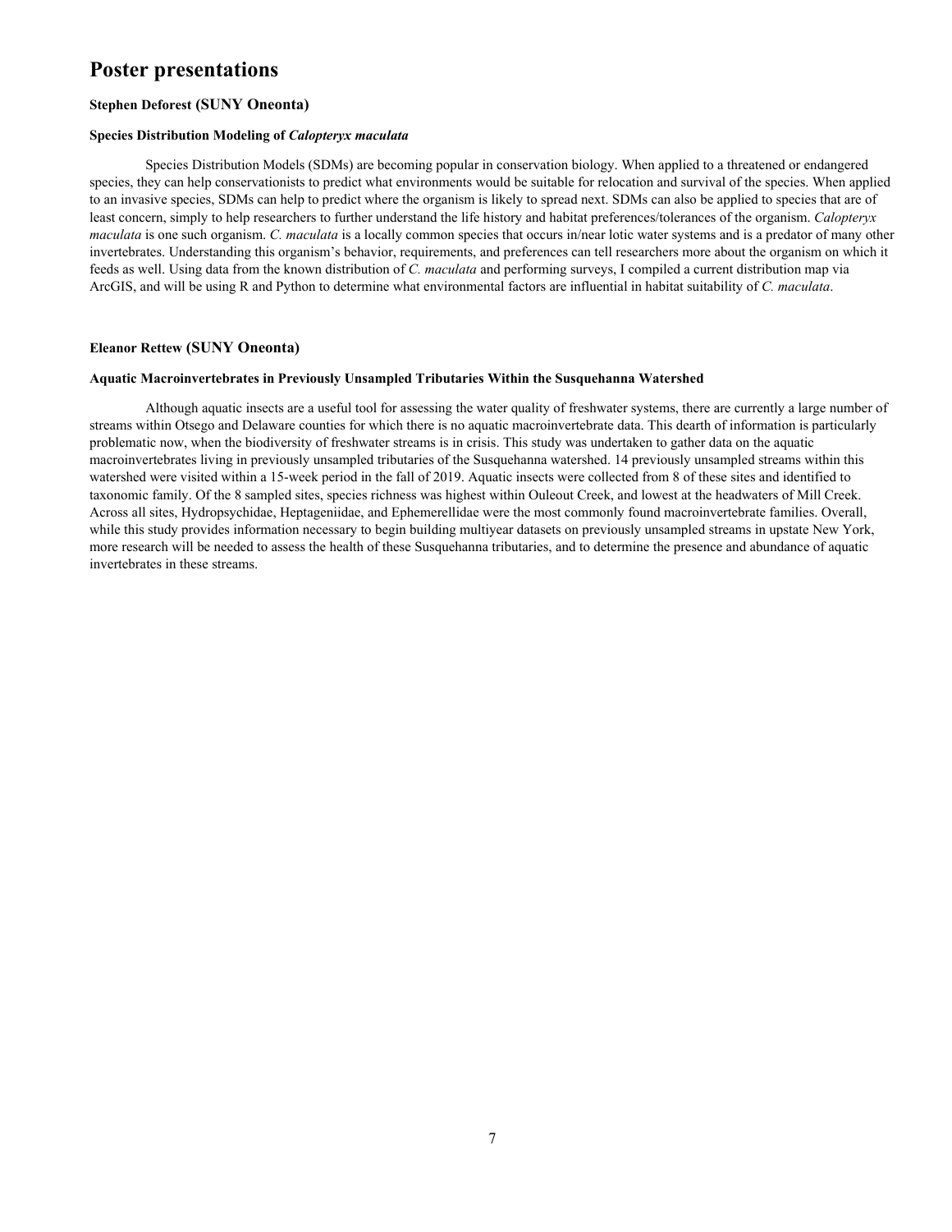# Poster presentations

**Stephen Deforest (SUNY Oneonta)**

**Species Distribution Modeling of *Calopteryx maculata***

Species Distribution Models (SDMs) are becoming popular in conservation biology. When applied to a threatened or endangered species, they can help conservationists to predict what environments would be suitable for relocation and survival of the species. When applied to an invasive species, SDMs can help to predict where the organism is likely to spread next. SDMs can also be applied to species that are of least concern, simply to help researchers to further understand the life history and habitat preferences/tolerances of the organism. *Calopteryx maculata* is one such organism. *C. maculata* is a locally common species that occurs in/near lotic water systems and is a predator of many other invertebrates. Understanding this organism's behavior, requirements, and preferences can tell researchers more about the organism on which it feeds as well. Using data from the known distribution of *C. maculata* and performing surveys, I compiled a current distribution map via ArcGIS, and will be using R and Python to determine what environmental factors are influential in habitat suitability of *C. maculata*.

**Eleanor Rettew (SUNY Oneonta)**

**Aquatic Macroinvertebrates in Previously Unsampled Tributaries Within the Susquehanna Watershed**

Although aquatic insects are a useful tool for assessing the water quality of freshwater systems, there are currently a large number of streams within Otsego and Delaware counties for which there is no aquatic macroinvertebrate data. This dearth of information is particularly problematic now, when the biodiversity of freshwater streams is in crisis. This study was undertaken to gather data on the aquatic macroinvertebrates living in previously unsampled tributaries of the Susquehanna watershed. 14 previously unsampled streams within this watershed were visited within a 15-week period in the fall of 2019. Aquatic insects were collected from 8 of these sites and identified to taxonomic family. Of the 8 sampled sites, species richness was highest within Ouleout Creek, and lowest at the headwaters of Mill Creek. Across all sites, Hydropsychidae, Heptageniidae, and Ephemerellidae were the most commonly found macroinvertebrate families. Overall, while this study provides information necessary to begin building multiyear datasets on previously unsampled streams in upstate New York, more research will be needed to assess the health of these Susquehanna tributaries, and to determine the presence and abundance of aquatic invertebrates in these streams.